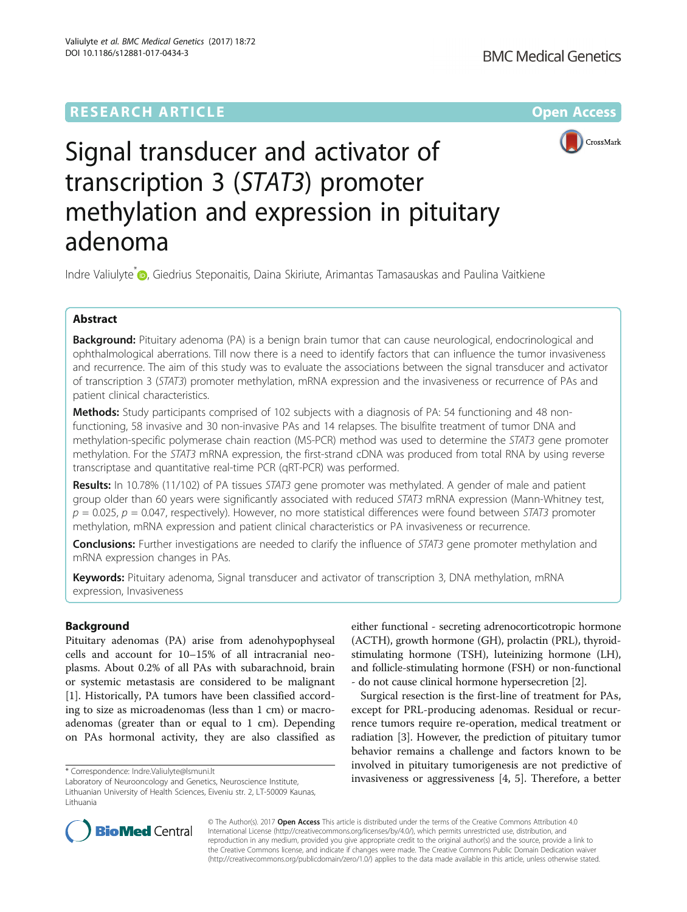RESEARCH ARTICLE

Open Access

# Signal transducer and activator of transcription 3 (*STAT3*) promoter methylation and expression in pituitary adenoma

Indre Valiulyte*, Giedrius Steponaitis, Daina Skiriute, Arimantas Tamasauskas and Paulina Vaitkiene

## Abstract

**Background:** Pituitary adenoma (PA) is a benign brain tumor that can cause neurological, endocrinological and ophthalmological aberrations. Till now there is a need to identify factors that can influence the tumor invasiveness and recurrence. The aim of this study was to evaluate the associations between the signal transducer and activator of transcription 3 (*STAT3*) promoter methylation, mRNA expression and the invasiveness or recurrence of PAs and patient clinical characteristics.

**Methods:** Study participants comprised of 102 subjects with a diagnosis of PA: 54 functioning and 48 non-functioning, 58 invasive and 30 non-invasive PAs and 14 relapses. The bisulfite treatment of tumor DNA and methylation-specific polymerase chain reaction (MS-PCR) method was used to determine the *STAT3* gene promoter methylation. For the *STAT3* mRNA expression, the first-strand cDNA was produced from total RNA by using reverse transcriptase and quantitative real-time PCR (qRT-PCR) was performed.

**Results:** In 10.78% (11/102) of PA tissues *STAT3* gene promoter was methylated. A gender of male and patient group older than 60 years were significantly associated with reduced *STAT3* mRNA expression (Mann-Whitney test, $p = 0.025$, $p = 0.047$, respectively). However, no more statistical differences were found between *STAT3* promoter methylation, mRNA expression and patient clinical characteristics or PA invasiveness or recurrence.

**Conclusions:** Further investigations are needed to clarify the influence of *STAT3* gene promoter methylation and mRNA expression changes in PAs.

**Keywords:** Pituitary adenoma, Signal transducer and activator of transcription 3, DNA methylation, mRNA expression, Invasiveness

## Background

Pituitary adenomas (PA) arise from adenohypophyseal cells and account for 10–15% of all intracranial neoplasms. About 0.2% of all PAs with subarachnoid, brain or systemic metastasis are considered to be malignant [1]. Historically, PA tumors have been classified according to size as microadenomas (less than 1 cm) or macroadenomas (greater than or equal to 1 cm). Depending on PAs hormonal activity, they are also classified as either functional - secreting adrenocorticotropic hormone (ACTH), growth hormone (GH), prolactin (PRL), thyroid-stimulating hormone (TSH), luteinizing hormone (LH), and follicle-stimulating hormone (FSH) or non-functional - do not cause clinical hormone hypersecretion [2].

Surgical resection is the first-line of treatment for PAs, except for PRL-producing adenomas. Residual or recurrence tumors require re-operation, medical treatment or radiation [3]. However, the prediction of pituitary tumor behavior remains a challenge and factors known to be involved in pituitary tumorigenesis are not predictive of invasiveness or aggressiveness [4, 5]. Therefore, a better

\* Correspondence: Indre.Valiulyte@lsmuni.lt
Laboratory of Neurooncology and Genetics, Neuroscience Institute, Lithuanian University of Health Sciences, Eiveniu str. 2, LT-50009 Kaunas, Lithuania

© The Author(s). 2017 **Open Access** This article is distributed under the terms of the Creative Commons Attribution 4.0 International License (http://creativecommons.org/licenses/by/4.0/), which permits unrestricted use, distribution, and reproduction in any medium, provided you give appropriate credit to the original author(s) and the source, provide a link to the Creative Commons license, and indicate if changes were made. The Creative Commons Public Domain Dedication waiver (http://creativecommons.org/publicdomain/zero/1.0/) applies to the data made available in this article, unless otherwise stated.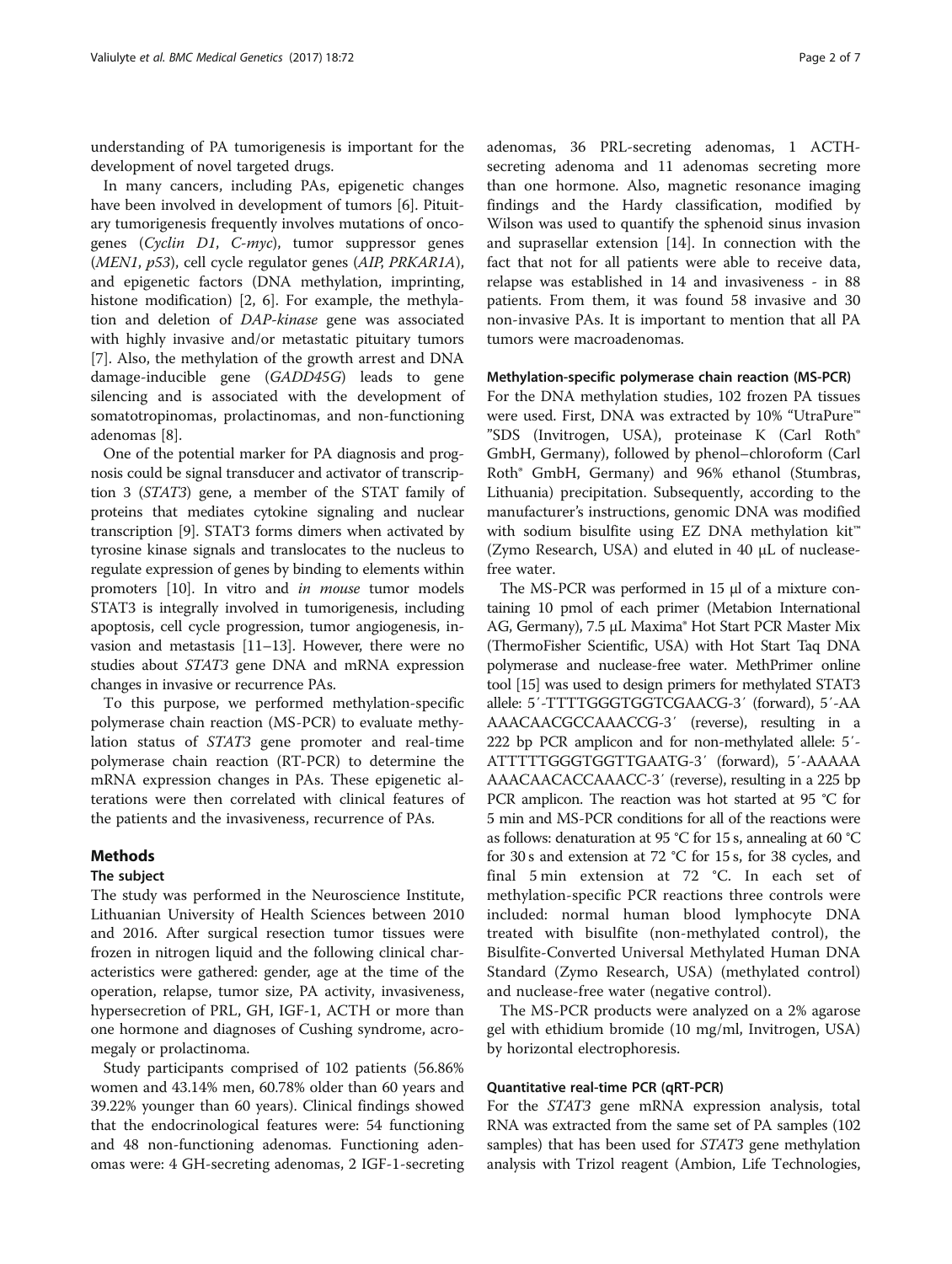understanding of PA tumorigenesis is important for the development of novel targeted drugs.

In many cancers, including PAs, epigenetic changes have been involved in development of tumors [6]. Pituitary tumorigenesis frequently involves mutations of oncogenes (*Cyclin D1*, *C-myc*), tumor suppressor genes (*MEN1*, *p53*), cell cycle regulator genes (*AIP*, *PRKAR1A*), and epigenetic factors (DNA methylation, imprinting, histone modification) [2, 6]. For example, the methylation and deletion of *DAP-kinase* gene was associated with highly invasive and/or metastatic pituitary tumors [7]. Also, the methylation of the growth arrest and DNA damage-inducible gene (*GADD45G*) leads to gene silencing and is associated with the development of somatotropinomas, prolactinomas, and non-functioning adenomas [8].

One of the potential marker for PA diagnosis and prognosis could be signal transducer and activator of transcription 3 (*STAT3*) gene, a member of the STAT family of proteins that mediates cytokine signaling and nuclear transcription [9]. STAT3 forms dimers when activated by tyrosine kinase signals and translocates to the nucleus to regulate expression of genes by binding to elements within promoters [10]. In vitro and *in mouse* tumor models STAT3 is integrally involved in tumorigenesis, including apoptosis, cell cycle progression, tumor angiogenesis, invasion and metastasis [11–13]. However, there were no studies about *STAT3* gene DNA and mRNA expression changes in invasive or recurrence PAs.

To this purpose, we performed methylation-specific polymerase chain reaction (MS-PCR) to evaluate methylation status of *STAT3* gene promoter and real-time polymerase chain reaction (RT-PCR) to determine the mRNA expression changes in PAs. These epigenetic alterations were then correlated with clinical features of the patients and the invasiveness, recurrence of PAs.

## Methods

### The subject

The study was performed in the Neuroscience Institute, Lithuanian University of Health Sciences between 2010 and 2016. After surgical resection tumor tissues were frozen in nitrogen liquid and the following clinical characteristics were gathered: gender, age at the time of the operation, relapse, tumor size, PA activity, invasiveness, hypersecretion of PRL, GH, IGF-1, ACTH or more than one hormone and diagnoses of Cushing syndrome, acromegaly or prolactinoma.

Study participants comprised of 102 patients (56.86% women and 43.14% men, 60.78% older than 60 years and 39.22% younger than 60 years). Clinical findings showed that the endocrinological features were: 54 functioning and 48 non-functioning adenomas. Functioning adenomas were: 4 GH-secreting adenomas, 2 IGF-1-secreting adenomas, 36 PRL-secreting adenomas, 1 ACTH-secreting adenoma and 11 adenomas secreting more than one hormone. Also, magnetic resonance imaging findings and the Hardy classification, modified by Wilson was used to quantify the sphenoid sinus invasion and suprasellar extension [14]. In connection with the fact that not for all patients were able to receive data, relapse was established in 14 and invasiveness - in 88 patients. From them, it was found 58 invasive and 30 non-invasive PAs. It is important to mention that all PA tumors were macroadenomas.

### Methylation-specific polymerase chain reaction (MS-PCR)

For the DNA methylation studies, 102 frozen PA tissues were used. First, DNA was extracted by 10% "UltraPure™ "SDS (Invitrogen, USA), proteinase K (Carl Roth® GmbH, Germany), followed by phenol–chloroform (Carl Roth® GmbH, Germany) and 96% ethanol (Stumbras, Lithuania) precipitation. Subsequently, according to the manufacturer's instructions, genomic DNA was modified with sodium bisulfite using EZ DNA methylation kit™ (Zymo Research, USA) and eluted in 40 μL of nuclease-free water.

The MS-PCR was performed in 15 μl of a mixture containing 10 pmol of each primer (Metabion International AG, Germany), 7.5 μL Maxima® Hot Start PCR Master Mix (ThermoFisher Scientific, USA) with Hot Start Taq DNA polymerase and nuclease-free water. MethPrimer online tool [15] was used to design primers for methylated STAT3 allele: 5′-TTTTGGGTGGTCGAACG-3′ (forward), 5′-AAAAACAACGCCAAACCG-3′ (reverse), resulting in a 222 bp PCR amplicon and for non-methylated allele: 5′-ATTTTTGGGTGGTTGAATG-3′ (forward), 5′-AAAAAAAACAACACCAAACC-3′ (reverse), resulting in a 225 bp PCR amplicon. The reaction was hot started at 95 °C for 5 min and MS-PCR conditions for all of the reactions were as follows: denaturation at 95 °C for 15 s, annealing at 60 °C for 30 s and extension at 72 °C for 15 s, for 38 cycles, and final 5 min extension at 72 °C. In each set of methylation-specific PCR reactions three controls were included: normal human blood lymphocyte DNA treated with bisulfite (non-methylated control), the Bisulfite-Converted Universal Methylated Human DNA Standard (Zymo Research, USA) (methylated control) and nuclease-free water (negative control).

The MS-PCR products were analyzed on a 2% agarose gel with ethidium bromide (10 mg/ml, Invitrogen, USA) by horizontal electrophoresis.

### Quantitative real-time PCR (qRT-PCR)

For the *STAT3* gene mRNA expression analysis, total RNA was extracted from the same set of PA samples (102 samples) that has been used for *STAT3* gene methylation analysis with Trizol reagent (Ambion, Life Technologies,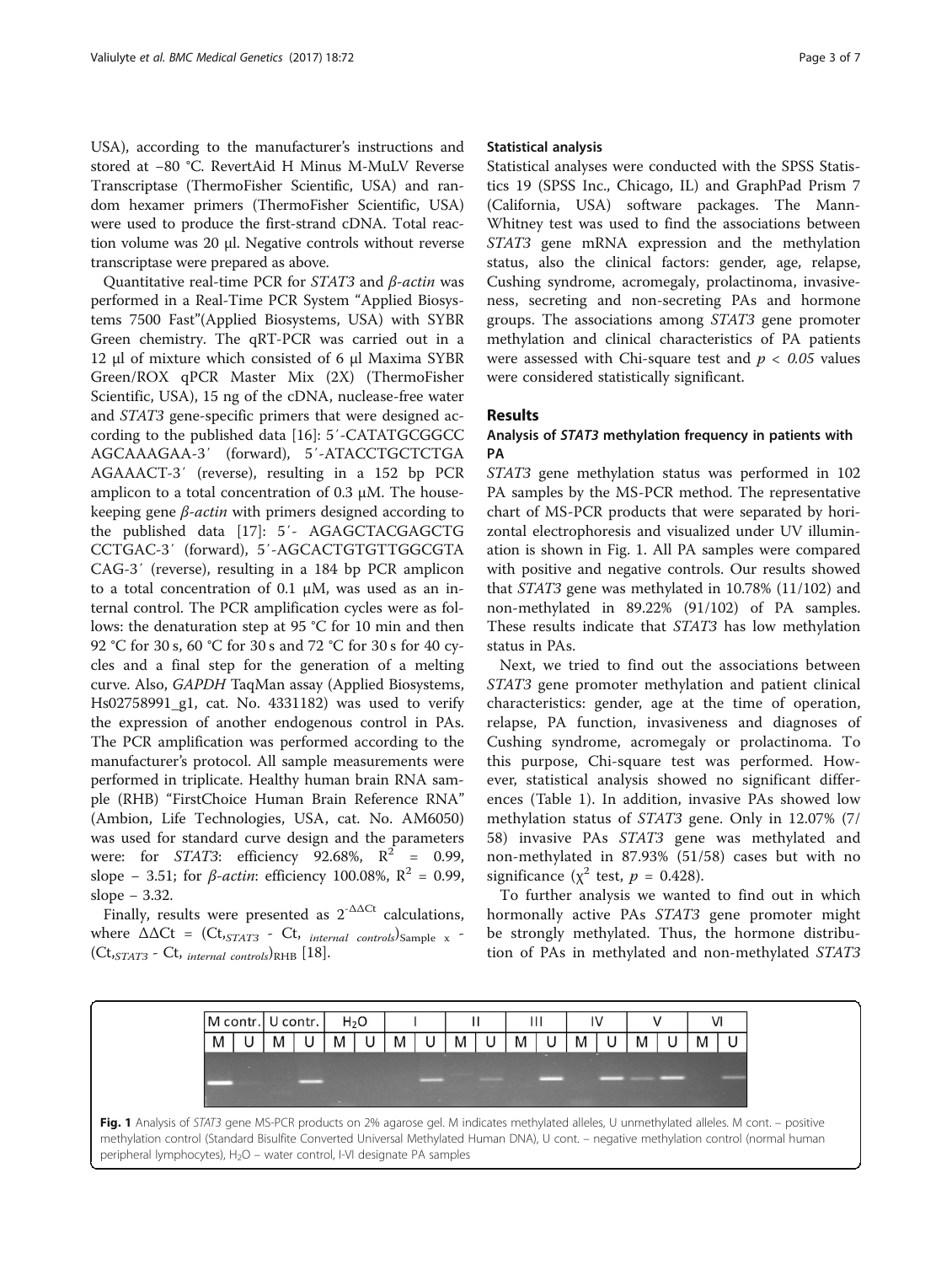USA), according to the manufacturer's instructions and stored at −80 °C. RevertAid H Minus M-MuLV Reverse Transcriptase (ThermoFisher Scientific, USA) and random hexamer primers (ThermoFisher Scientific, USA) were used to produce the first-strand cDNA. Total reaction volume was 20 μl. Negative controls without reverse transcriptase were prepared as above.

Quantitative real-time PCR for *STAT3* and *β-actin* was performed in a Real-Time PCR System "Applied Biosystems 7500 Fast"(Applied Biosystems, USA) with SYBR Green chemistry. The qRT-PCR was carried out in a 12 μl of mixture which consisted of 6 μl Maxima SYBR Green/ROX qPCR Master Mix (2X) (ThermoFisher Scientific, USA), 15 ng of the cDNA, nuclease-free water and *STAT3* gene-specific primers that were designed according to the published data [16]: 5′-CATATGCGGCC AGCAAAGAA-3′ (forward), 5′-ATACCTGCTCTGA AGAAACT-3′ (reverse), resulting in a 152 bp PCR amplicon to a total concentration of 0.3 μM. The housekeeping gene *β-actin* with primers designed according to the published data [17]: 5′- AGAGCTACGAGCTG CCTGAC-3′ (forward), 5′-AGCACTGTGTTGGCGTA CAG-3′ (reverse), resulting in a 184 bp PCR amplicon to a total concentration of 0.1 μM, was used as an internal control. The PCR amplification cycles were as follows: the denaturation step at 95 °C for 10 min and then 92 °C for 30 s, 60 °C for 30 s and 72 °C for 30 s for 40 cycles and a final step for the generation of a melting curve. Also, *GAPDH* TaqMan assay (Applied Biosystems, Hs02758991_g1, cat. No. 4331182) was used to verify the expression of another endogenous control in PAs. The PCR amplification was performed according to the manufacturer's protocol. All sample measurements were performed in triplicate. Healthy human brain RNA sample (RHB) "FirstChoice Human Brain Reference RNA" (Ambion, Life Technologies, USA, cat. No. AM6050) was used for standard curve design and the parameters were: for *STAT3*: efficiency 92.68%, $R^2$ = 0.99, slope − 3.51; for *β-actin*: efficiency 100.08%, $R^2$ = 0.99, slope − 3.32.

Finally, results were presented as $2^{-\Delta\Delta Ct}$ calculations, where $\Delta\Delta Ct = (Ct_{,STAT3} - Ct_{,\ internal\ controls})_{Sample\ x} - (Ct_{,STAT3} - Ct_{,\ internal\ controls})_{RHB}$ [18].

### Statistical analysis

Statistical analyses were conducted with the SPSS Statistics 19 (SPSS Inc., Chicago, IL) and GraphPad Prism 7 (California, USA) software packages. The Mann-Whitney test was used to find the associations between *STAT3* gene mRNA expression and the methylation status, also the clinical factors: gender, age, relapse, Cushing syndrome, acromegaly, prolactinoma, invasiveness, secreting and non-secreting PAs and hormone groups. The associations among *STAT3* gene promoter methylation and clinical characteristics of PA patients were assessed with Chi-square test and $p < 0.05$ values were considered statistically significant.

## Results

### Analysis of *STAT3* methylation frequency in patients with PA

*STAT3* gene methylation status was performed in 102 PA samples by the MS-PCR method. The representative chart of MS-PCR products that were separated by horizontal electrophoresis and visualized under UV illumination is shown in Fig. 1. All PA samples were compared with positive and negative controls. Our results showed that *STAT3* gene was methylated in 10.78% (11/102) and non-methylated in 89.22% (91/102) of PA samples. These results indicate that *STAT3* has low methylation status in PAs.

Next, we tried to find out the associations between *STAT3* gene promoter methylation and patient clinical characteristics: gender, age at the time of operation, relapse, PA function, invasiveness and diagnoses of Cushing syndrome, acromegaly or prolactinoma. To this purpose, Chi-square test was performed. However, statistical analysis showed no significant differences (Table 1). In addition, invasive PAs showed low methylation status of *STAT3* gene. Only in 12.07% (7/58) invasive PAs *STAT3* gene was methylated and non-methylated in 87.93% (51/58) cases but with no significance ($\chi^2$ test, $p$ = 0.428).

To further analysis we wanted to find out in which hormonally active PAs *STAT3* gene promoter might be strongly methylated. Thus, the hormone distribution of PAs in methylated and non-methylated *STAT3*

**Fig. 1** Analysis of *STAT3* gene MS-PCR products on 2% agarose gel. M indicates methylated alleles, U unmethylated alleles. M cont. – positive methylation control (Standard Bisulfite Converted Universal Methylated Human DNA), U cont. – negative methylation control (normal human peripheral lymphocytes), $H_2O$ – water control, I-VI designate PA samples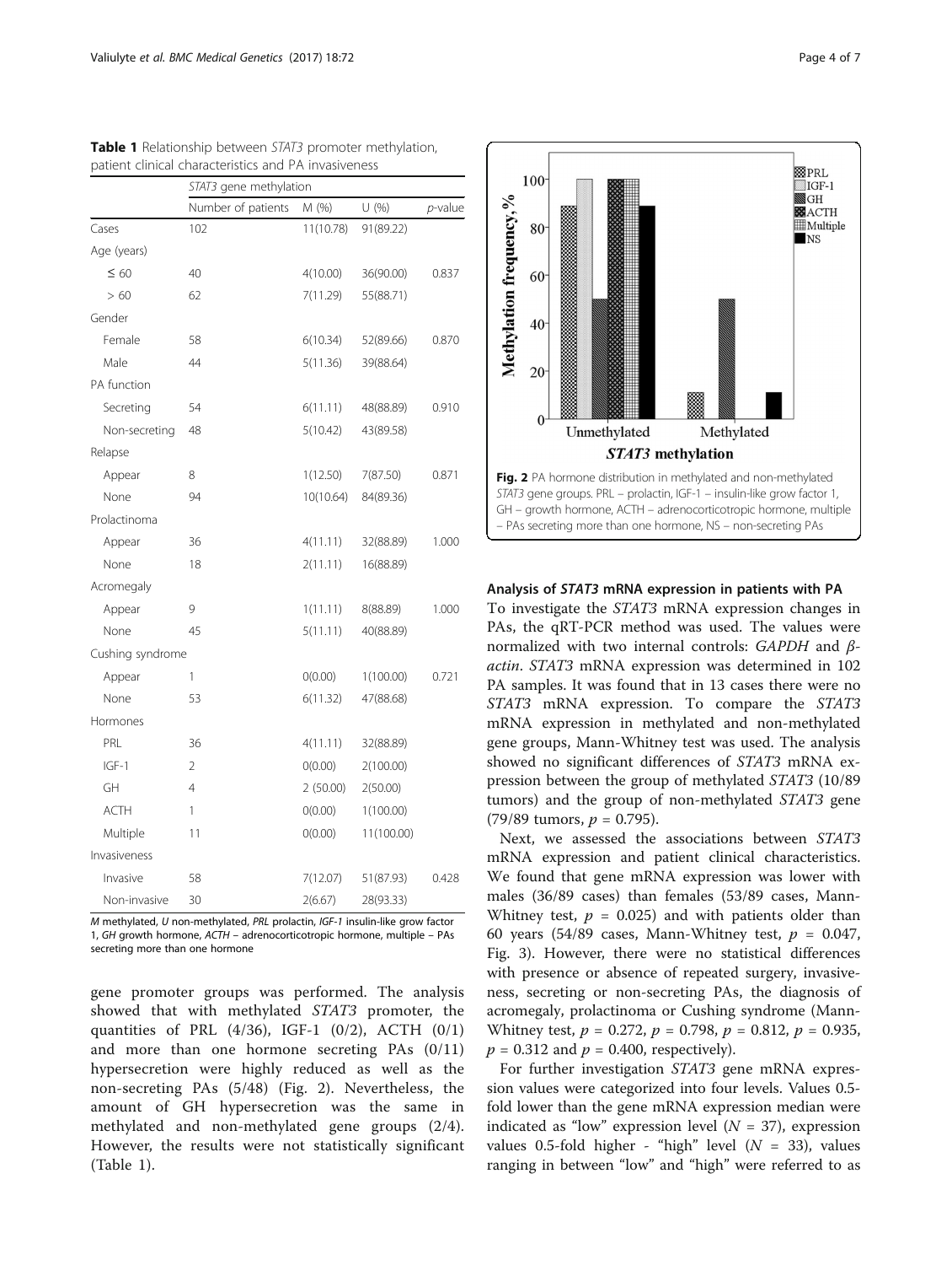**Table 1** Relationship between *STAT3* promoter methylation, patient clinical characteristics and PA invasiveness

| | *STAT3* gene methylation | | | |
|---|---|---|---|---|
| | Number of patients | M (%) | U (%) | *p*-value |
| Cases | 102 | 11(10.78) | 91(89.22) | |
| Age (years) | | | | |
| ≤ 60 | 40 | 4(10.00) | 36(90.00) | 0.837 |
| > 60 | 62 | 7(11.29) | 55(88.71) | |
| Gender | | | | |
| Female | 58 | 6(10.34) | 52(89.66) | 0.870 |
| Male | 44 | 5(11.36) | 39(88.64) | |
| PA function | | | | |
| Secreting | 54 | 6(11.11) | 48(88.89) | 0.910 |
| Non-secreting | 48 | 5(10.42) | 43(89.58) | |
| Relapse | | | | |
| Appear | 8 | 1(12.50) | 7(87.50) | 0.871 |
| None | 94 | 10(10.64) | 84(89.36) | |
| Prolactinoma | | | | |
| Appear | 36 | 4(11.11) | 32(88.89) | 1.000 |
| None | 18 | 2(11.11) | 16(88.89) | |
| Acromegaly | | | | |
| Appear | 9 | 1(11.11) | 8(88.89) | 1.000 |
| None | 45 | 5(11.11) | 40(88.89) | |
| Cushing syndrome | | | | |
| Appear | 1 | 0(0.00) | 1(100.00) | 0.721 |
| None | 53 | 6(11.32) | 47(88.68) | |
| Hormones | | | | |
| PRL | 36 | 4(11.11) | 32(88.89) | |
| IGF-1 | 2 | 0(0.00) | 2(100.00) | |
| GH | 4 | 2 (50.00) | 2(50.00) | |
| ACTH | 1 | 0(0.00) | 1(100.00) | |
| Multiple | 11 | 0(0.00) | 11(100.00) | |
| Invasiveness | | | | |
| Invasive | 58 | 7(12.07) | 51(87.93) | 0.428 |
| Non-invasive | 30 | 2(6.67) | 28(93.33) | |

*M* methylated, *U* non-methylated, *PRL* prolactin, *IGF-1* insulin-like grow factor 1, *GH* growth hormone, *ACTH* – adrenocorticotropic hormone, multiple – PAs secreting more than one hormone

gene promoter groups was performed. The analysis showed that with methylated *STAT3* promoter, the quantities of PRL (4/36), IGF-1 (0/2), ACTH (0/1) and more than one hormone secreting PAs (0/11) hypersecretion were highly reduced as well as the non-secreting PAs (5/48) (Fig. 2). Nevertheless, the amount of GH hypersecretion was the same in methylated and non-methylated gene groups (2/4). However, the results were not statistically significant (Table 1).

**Fig. 2** PA hormone distribution in methylated and non-methylated *STAT3* gene groups. PRL – prolactin, IGF-1 – insulin-like grow factor 1, GH – growth hormone, ACTH – adrenocorticotropic hormone, multiple – PAs secreting more than one hormone, NS – non-secreting PAs

### Analysis of *STAT3* mRNA expression in patients with PA

To investigate the *STAT3* mRNA expression changes in PAs, the qRT-PCR method was used. The values were normalized with two internal controls: *GAPDH* and *β-actin*. *STAT3* mRNA expression was determined in 102 PA samples. It was found that in 13 cases there were no *STAT3* mRNA expression. To compare the *STAT3* mRNA expression in methylated and non-methylated gene groups, Mann-Whitney test was used. The analysis showed no significant differences of *STAT3* mRNA expression between the group of methylated *STAT3* (10/89 tumors) and the group of non-methylated *STAT3* gene (79/89 tumors, $p = 0.795$).

Next, we assessed the associations between *STAT3* mRNA expression and patient clinical characteristics. We found that gene mRNA expression was lower with males (36/89 cases) than females (53/89 cases, Mann-Whitney test, $p = 0.025$) and with patients older than 60 years (54/89 cases, Mann-Whitney test, $p = 0.047$, Fig. 3). However, there were no statistical differences with presence or absence of repeated surgery, invasiveness, secreting or non-secreting PAs, the diagnosis of acromegaly, prolactinoma or Cushing syndrome (Mann-Whitney test, $p = 0.272$, $p = 0.798$, $p = 0.812$, $p = 0.935$, $p = 0.312$ and $p = 0.400$, respectively).

For further investigation *STAT3* gene mRNA expression values were categorized into four levels. Values 0.5-fold lower than the gene mRNA expression median were indicated as "low" expression level ($N = 37$), expression values 0.5-fold higher - "high" level ($N = 33$), values ranging in between "low" and "high" were referred to as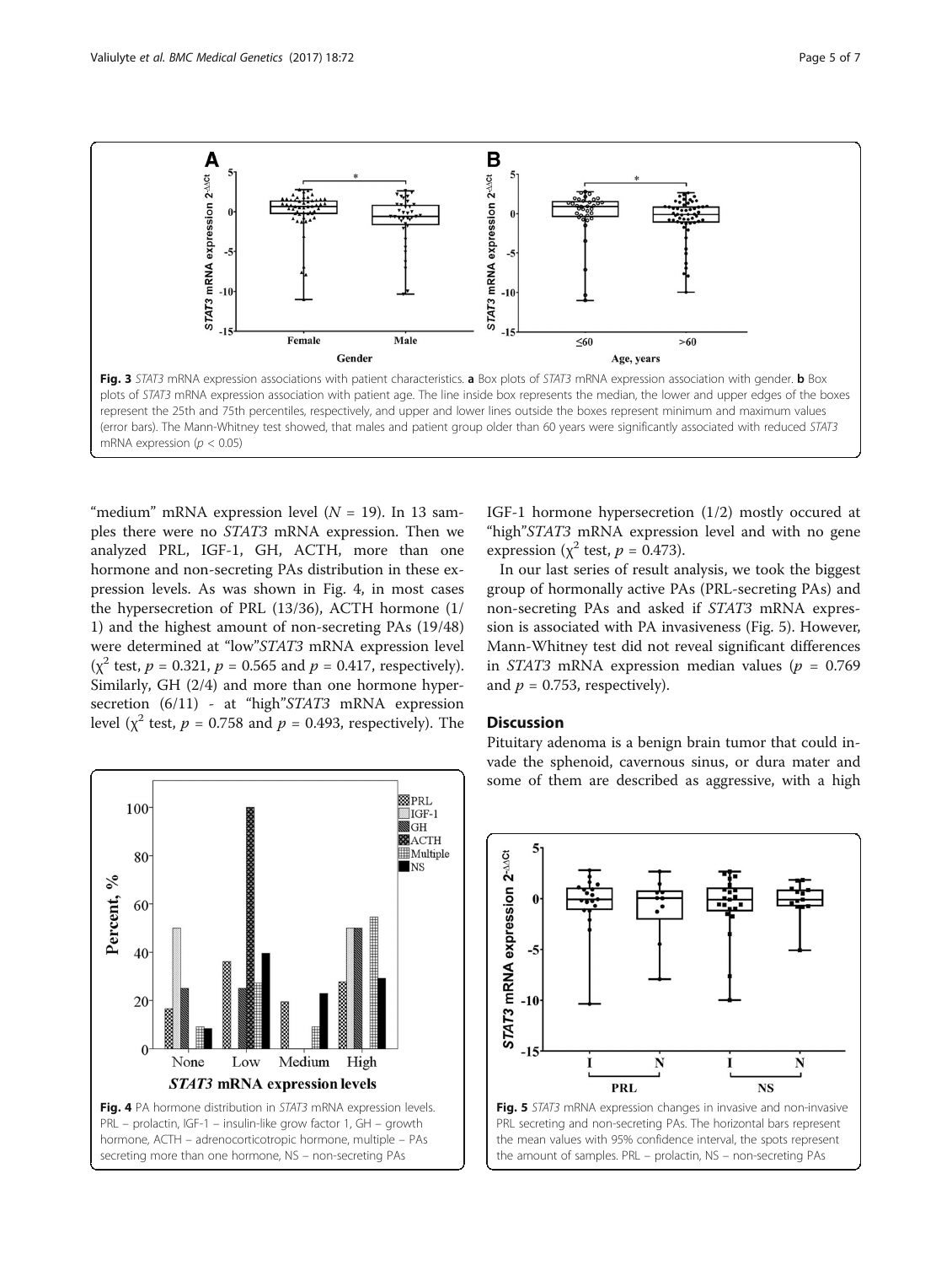Fig. 3 *STAT3* mRNA expression associations with patient characteristics. **a** Box plots of *STAT3* mRNA expression association with gender. **b** Box plots of *STAT3* mRNA expression association with patient age. The line inside box represents the median, the lower and upper edges of the boxes represent the 25th and 75th percentiles, respectively, and upper and lower lines outside the boxes represent minimum and maximum values (error bars). The Mann-Whitney test showed, that males and patient group older than 60 years were significantly associated with reduced *STAT3* mRNA expression ($p < 0.05$)

"medium" mRNA expression level ($N = 19$). In 13 samples there were no *STAT3* mRNA expression. Then we analyzed PRL, IGF-1, GH, ACTH, more than one hormone and non-secreting PAs distribution in these expression levels. As was shown in Fig. 4, in most cases the hypersecretion of PRL (13/36), ACTH hormone (1/1) and the highest amount of non-secreting PAs (19/48) were determined at "low"*STAT3* mRNA expression level ($\chi^2$ test, $p = 0.321$, $p = 0.565$ and $p = 0.417$, respectively). Similarly, GH (2/4) and more than one hormone hypersecretion (6/11) - at "high"*STAT3* mRNA expression level ($\chi^2$ test, $p = 0.758$ and $p = 0.493$, respectively). The IGF-1 hormone hypersecretion (1/2) mostly occured at "high"*STAT3* mRNA expression level and with no gene expression ($\chi^2$ test, $p = 0.473$).

In our last series of result analysis, we took the biggest group of hormonally active PAs (PRL-secreting PAs) and non-secreting PAs and asked if *STAT3* mRNA expression is associated with PA invasiveness (Fig. 5). However, Mann-Whitney test did not reveal significant differences in *STAT3* mRNA expression median values ($p = 0.769$ and $p = 0.753$, respectively).

## Discussion

Pituitary adenoma is a benign brain tumor that could invade the sphenoid, cavernous sinus, or dura mater and some of them are described as aggressive, with a high

Fig. 4 PA hormone distribution in *STAT3* mRNA expression levels. PRL – prolactin, IGF-1 – insulin-like grow factor 1, GH – growth hormone, ACTH – adrenocorticotropic hormone, multiple – PAs secreting more than one hormone, NS – non-secreting PAs

Fig. 5 *STAT3* mRNA expression changes in invasive and non-invasive PRL secreting and non-secreting PAs. The horizontal bars represent the mean values with 95% confidence interval, the spots represent the amount of samples. PRL – prolactin, NS – non-secreting PAs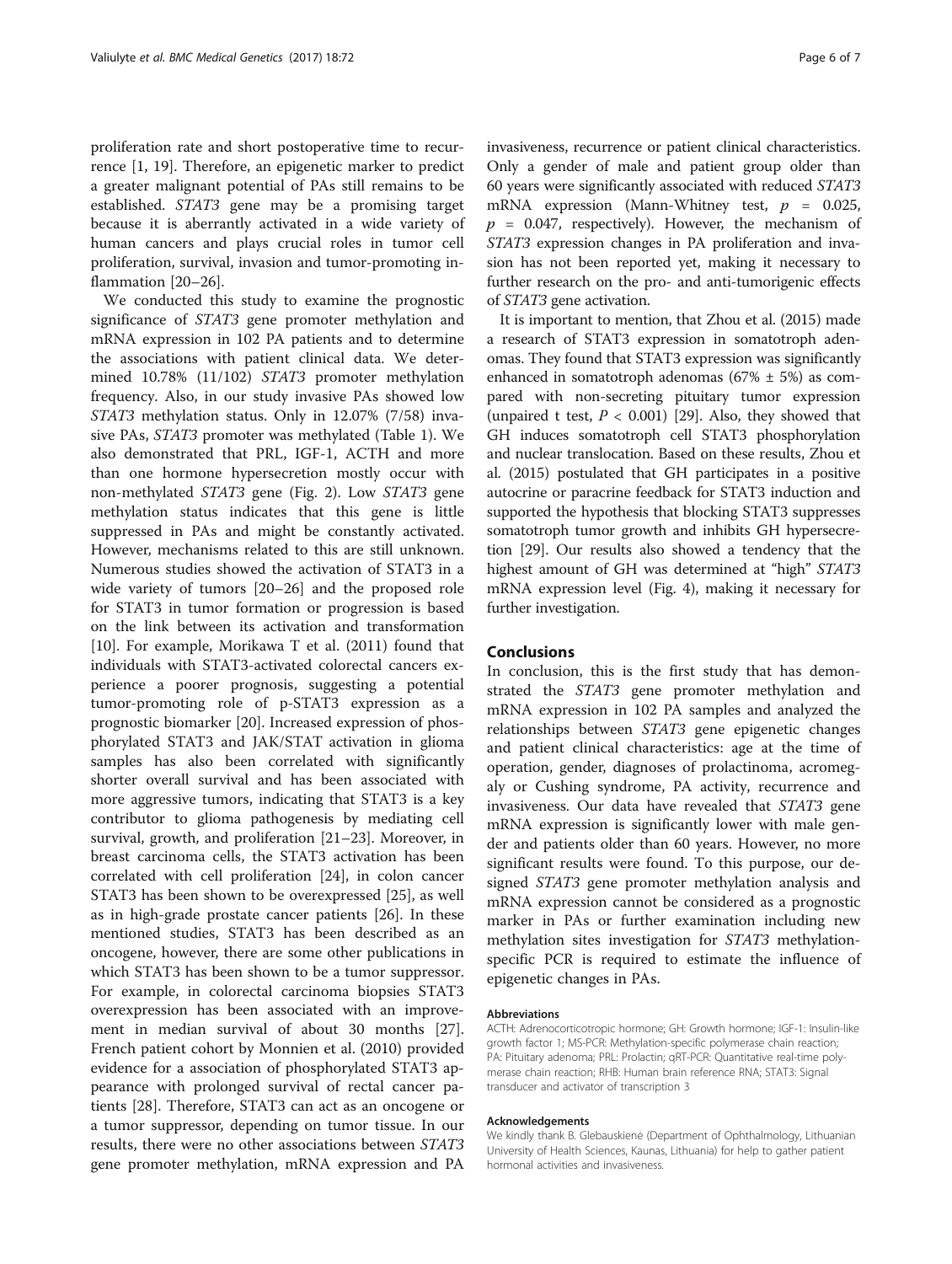proliferation rate and short postoperative time to recurrence [1, 19]. Therefore, an epigenetic marker to predict a greater malignant potential of PAs still remains to be established. *STAT3* gene may be a promising target because it is aberrantly activated in a wide variety of human cancers and plays crucial roles in tumor cell proliferation, survival, invasion and tumor-promoting inflammation [20–26].

We conducted this study to examine the prognostic significance of *STAT3* gene promoter methylation and mRNA expression in 102 PA patients and to determine the associations with patient clinical data. We determined 10.78% (11/102) *STAT3* promoter methylation frequency. Also, in our study invasive PAs showed low *STAT3* methylation status. Only in 12.07% (7/58) invasive PAs, *STAT3* promoter was methylated (Table 1). We also demonstrated that PRL, IGF-1, ACTH and more than one hormone hypersecretion mostly occur with non-methylated *STAT3* gene (Fig. 2). Low *STAT3* gene methylation status indicates that this gene is little suppressed in PAs and might be constantly activated. However, mechanisms related to this are still unknown. Numerous studies showed the activation of STAT3 in a wide variety of tumors [20–26] and the proposed role for STAT3 in tumor formation or progression is based on the link between its activation and transformation [10]. For example, Morikawa T et al. (2011) found that individuals with STAT3-activated colorectal cancers experience a poorer prognosis, suggesting a potential tumor-promoting role of p-STAT3 expression as a prognostic biomarker [20]. Increased expression of phosphorylated STAT3 and JAK/STAT activation in glioma samples has also been correlated with significantly shorter overall survival and has been associated with more aggressive tumors, indicating that STAT3 is a key contributor to glioma pathogenesis by mediating cell survival, growth, and proliferation [21–23]. Moreover, in breast carcinoma cells, the STAT3 activation has been correlated with cell proliferation [24], in colon cancer STAT3 has been shown to be overexpressed [25], as well as in high-grade prostate cancer patients [26]. In these mentioned studies, STAT3 has been described as an oncogene, however, there are some other publications in which STAT3 has been shown to be a tumor suppressor. For example, in colorectal carcinoma biopsies STAT3 overexpression has been associated with an improvement in median survival of about 30 months [27]. French patient cohort by Monnien et al. (2010) provided evidence for a association of phosphorylated STAT3 appearance with prolonged survival of rectal cancer patients [28]. Therefore, STAT3 can act as an oncogene or a tumor suppressor, depending on tumor tissue. In our results, there were no other associations between *STAT3* gene promoter methylation, mRNA expression and PA invasiveness, recurrence or patient clinical characteristics. Only a gender of male and patient group older than 60 years were significantly associated with reduced *STAT3* mRNA expression (Mann-Whitney test, $p = 0.025$, $p = 0.047$, respectively). However, the mechanism of *STAT3* expression changes in PA proliferation and invasion has not been reported yet, making it necessary to further research on the pro- and anti-tumorigenic effects of *STAT3* gene activation.

It is important to mention, that Zhou et al. (2015) made a research of STAT3 expression in somatotroph adenomas. They found that STAT3 expression was significantly enhanced in somatotroph adenomas (67% ± 5%) as compared with non-secreting pituitary tumor expression (unpaired t test, $P < 0.001$) [29]. Also, they showed that GH induces somatotroph cell STAT3 phosphorylation and nuclear translocation. Based on these results, Zhou et al. (2015) postulated that GH participates in a positive autocrine or paracrine feedback for STAT3 induction and supported the hypothesis that blocking STAT3 suppresses somatotroph tumor growth and inhibits GH hypersecretion [29]. Our results also showed a tendency that the highest amount of GH was determined at "high" *STAT3* mRNA expression level (Fig. 4), making it necessary for further investigation.

## Conclusions

In conclusion, this is the first study that has demonstrated the *STAT3* gene promoter methylation and mRNA expression in 102 PA samples and analyzed the relationships between *STAT3* gene epigenetic changes and patient clinical characteristics: age at the time of operation, gender, diagnoses of prolactinoma, acromegaly or Cushing syndrome, PA activity, recurrence and invasiveness. Our data have revealed that *STAT3* gene mRNA expression is significantly lower with male gender and patients older than 60 years. However, no more significant results were found. To this purpose, our designed *STAT3* gene promoter methylation analysis and mRNA expression cannot be considered as a prognostic marker in PAs or further examination including new methylation sites investigation for *STAT3* methylation-specific PCR is required to estimate the influence of epigenetic changes in PAs.

#### Abbreviations

ACTH: Adrenocorticotropic hormone; GH: Growth hormone; IGF-1: Insulin-like growth factor 1; MS-PCR: Methylation-specific polymerase chain reaction; PA: Pituitary adenoma; PRL: Prolactin; qRT-PCR: Quantitative real-time polymerase chain reaction; RHB: Human brain reference RNA; STAT3: Signal transducer and activator of transcription 3

#### Acknowledgements

We kindly thank B. Glebauskienė (Department of Ophthalmology, Lithuanian University of Health Sciences, Kaunas, Lithuania) for help to gather patient hormonal activities and invasiveness.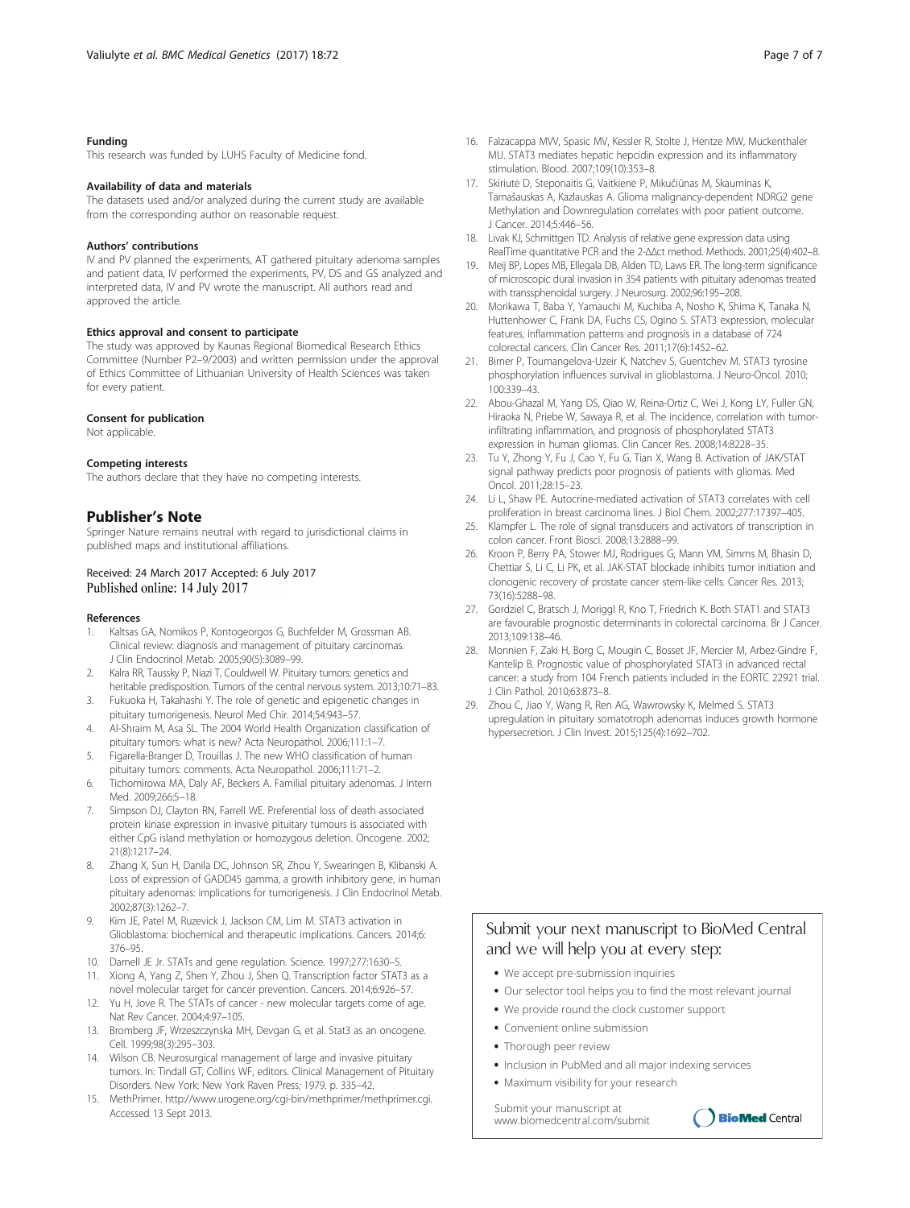#### Funding

This research was funded by LUHS Faculty of Medicine fond.

#### Availability of data and materials

The datasets used and/or analyzed during the current study are available from the corresponding author on reasonable request.

#### Authors' contributions

IV and PV planned the experiments, AT gathered pituitary adenoma samples and patient data, IV performed the experiments, PV, DS and GS analyzed and interpreted data, IV and PV wrote the manuscript. All authors read and approved the article.

#### Ethics approval and consent to participate

The study was approved by Kaunas Regional Biomedical Research Ethics Committee (Number P2–9/2003) and written permission under the approval of Ethics Committee of Lithuanian University of Health Sciences was taken for every patient.

#### Consent for publication

Not applicable.

#### Competing interests

The authors declare that they have no competing interests.

## Publisher's Note

Springer Nature remains neutral with regard to jurisdictional claims in published maps and institutional affiliations.

Received: 24 March 2017 Accepted: 6 July 2017
Published online: 14 July 2017

#### References

1. Kaltsas GA, Nomikos P, Kontogeorgos G, Buchfelder M, Grossman AB. Clinical review: diagnosis and management of pituitary carcinomas. J Clin Endocrinol Metab. 2005;90(5):3089–99.
2. Kalra RR, Taussky P, Niazi T, Couldwell W. Pituitary tumors: genetics and heritable predisposition. Tumors of the central nervous system. 2013;10:71–83.
3. Fukuoka H, Takahashi Y. The role of genetic and epigenetic changes in pituitary tumorigenesis. Neurol Med Chir. 2014;54:943–57.
4. Al-Shraim M, Asa SL. The 2004 World Health Organization classification of pituitary tumors: what is new? Acta Neuropathol. 2006;111:1–7.
5. Figarella-Branger D, Trouillas J. The new WHO classification of human pituitary tumors: comments. Acta Neuropathol. 2006;111:71–2.
6. Tichomirowa MA, Daly AF, Beckers A. Familial pituitary adenomas. J Intern Med. 2009;266:5–18.
7. Simpson DJ, Clayton RN, Farrell WE. Preferential loss of death associated protein kinase expression in invasive pituitary tumours is associated with either CpG island methylation or homozygous deletion. Oncogene. 2002; 21(8):1217–24.
8. Zhang X, Sun H, Danila DC, Johnson SR, Zhou Y, Swearingen B, Klibanski A. Loss of expression of GADD45 gamma, a growth inhibitory gene, in human pituitary adenomas: implications for tumorigenesis. J Clin Endocrinol Metab. 2002;87(3):1262–7.
9. Kim JE, Patel M, Ruzevick J, Jackson CM, Lim M. STAT3 activation in Glioblastoma: biochemical and therapeutic implications. Cancers. 2014;6: 376–95.
10. Darnell JE Jr. STATs and gene regulation. Science. 1997;277:1630–5.
11. Xiong A, Yang Z, Shen Y, Zhou J, Shen Q. Transcription factor STAT3 as a novel molecular target for cancer prevention. Cancers. 2014;6:926–57.
12. Yu H, Jove R. The STATs of cancer - new molecular targets come of age. Nat Rev Cancer. 2004;4:97–105.
13. Bromberg JF, Wrzeszczynska MH, Devgan G, et al. Stat3 as an oncogene. Cell. 1999;98(3):295–303.
14. Wilson CB. Neurosurgical management of large and invasive pituitary tumors. In: Tindall GT, Collins WF, editors. Clinical Management of Pituitary Disorders. New York: New York Raven Press; 1979. p. 335–42.
15. MethPrimer. http://www.urogene.org/cgi-bin/methprimer/methprimer.cgi. Accessed 13 Sept 2013.
16. Falzacappa MVV, Spasic MV, Kessler R, Stolte J, Hentze MW, Muckenthaler MU. STAT3 mediates hepatic hepcidin expression and its inflammatory stimulation. Blood. 2007;109(10):353–8.
17. Skiriutė D, Steponaitis G, Vaitkienė P, Mikučiūnas M, Skauminas K, Tamašauskas A, Kazlauskas A. Glioma malignancy-dependent NDRG2 gene Methylation and Downregulation correlates with poor patient outcome. J Cancer. 2014;5:446–56.
18. Livak KJ, Schmittgen TD. Analysis of relative gene expression data using RealTime quantitative PCR and the 2-ΔΔct method. Methods. 2001;25(4):402–8.
19. Meij BP, Lopes MB, Ellegala DB, Alden TD, Laws ER. The long-term significance of microscopic dural invasion in 354 patients with pituitary adenomas treated with transsphenoidal surgery. J Neurosurg. 2002;96:195–208.
20. Morikawa T, Baba Y, Yamauchi M, Kuchiba A, Nosho K, Shima K, Tanaka N, Huttenhower C, Frank DA, Fuchs CS, Ogino S. STAT3 expression, molecular features, inflammation patterns and prognosis in a database of 724 colorectal cancers. Clin Cancer Res. 2011;17(6):1452–62.
21. Birner P, Toumangelova-Uzeir K, Natchev S, Guentchev M. STAT3 tyrosine phosphorylation influences survival in glioblastoma. J Neuro-Oncol. 2010; 100:339–43.
22. Abou-Ghazal M, Yang DS, Qiao W, Reina-Ortiz C, Wei J, Kong LY, Fuller GN, Hiraoka N, Priebe W, Sawaya R, et al. The incidence, correlation with tumor-infiltrating inflammation, and prognosis of phosphorylated STAT3 expression in human gliomas. Clin Cancer Res. 2008;14:8228–35.
23. Tu Y, Zhong Y, Fu J, Cao Y, Fu G, Tian X, Wang B. Activation of JAK/STAT signal pathway predicts poor prognosis of patients with gliomas. Med Oncol. 2011;28:15–23.
24. Li L, Shaw PE. Autocrine-mediated activation of STAT3 correlates with cell proliferation in breast carcinoma lines. J Biol Chem. 2002;277:17397–405.
25. Klampfer L. The role of signal transducers and activators of transcription in colon cancer. Front Biosci. 2008;13:2888–99.
26. Kroon P, Berry PA, Stower MJ, Rodrigues G, Mann VM, Simms M, Bhasin D, Chettiar S, Li C, Li PK, et al. JAK-STAT blockade inhibits tumor initiation and clonogenic recovery of prostate cancer stem-like cells. Cancer Res. 2013; 73(16):5288–98.
27. Gordziel C, Bratsch J, Moriggl R, Kno T, Friedrich K. Both STAT1 and STAT3 are favourable prognostic determinants in colorectal carcinoma. Br J Cancer. 2013;109:138–46.
28. Monnien F, Zaki H, Borg C, Mougin C, Bosset JF, Mercier M, Arbez-Gindre F, Kantelip B. Prognostic value of phosphorylated STAT3 in advanced rectal cancer: a study from 104 French patients included in the EORTC 22921 trial. J Clin Pathol. 2010;63:873–8.
29. Zhou C, Jiao Y, Wang R, Ren AG, Wawrowsky K, Melmed S. STAT3 upregulation in pituitary somatotroph adenomas induces growth hormone hypersecretion. J Clin Invest. 2015;125(4):1692–702.

Submit your next manuscript to BioMed Central and we will help you at every step:

- We accept pre-submission inquiries
- Our selector tool helps you to find the most relevant journal
- We provide round the clock customer support
- Convenient online submission
- Thorough peer review
- Inclusion in PubMed and all major indexing services
- Maximum visibility for your research

Submit your manuscript at
www.biomedcentral.com/submit

BioMed Central